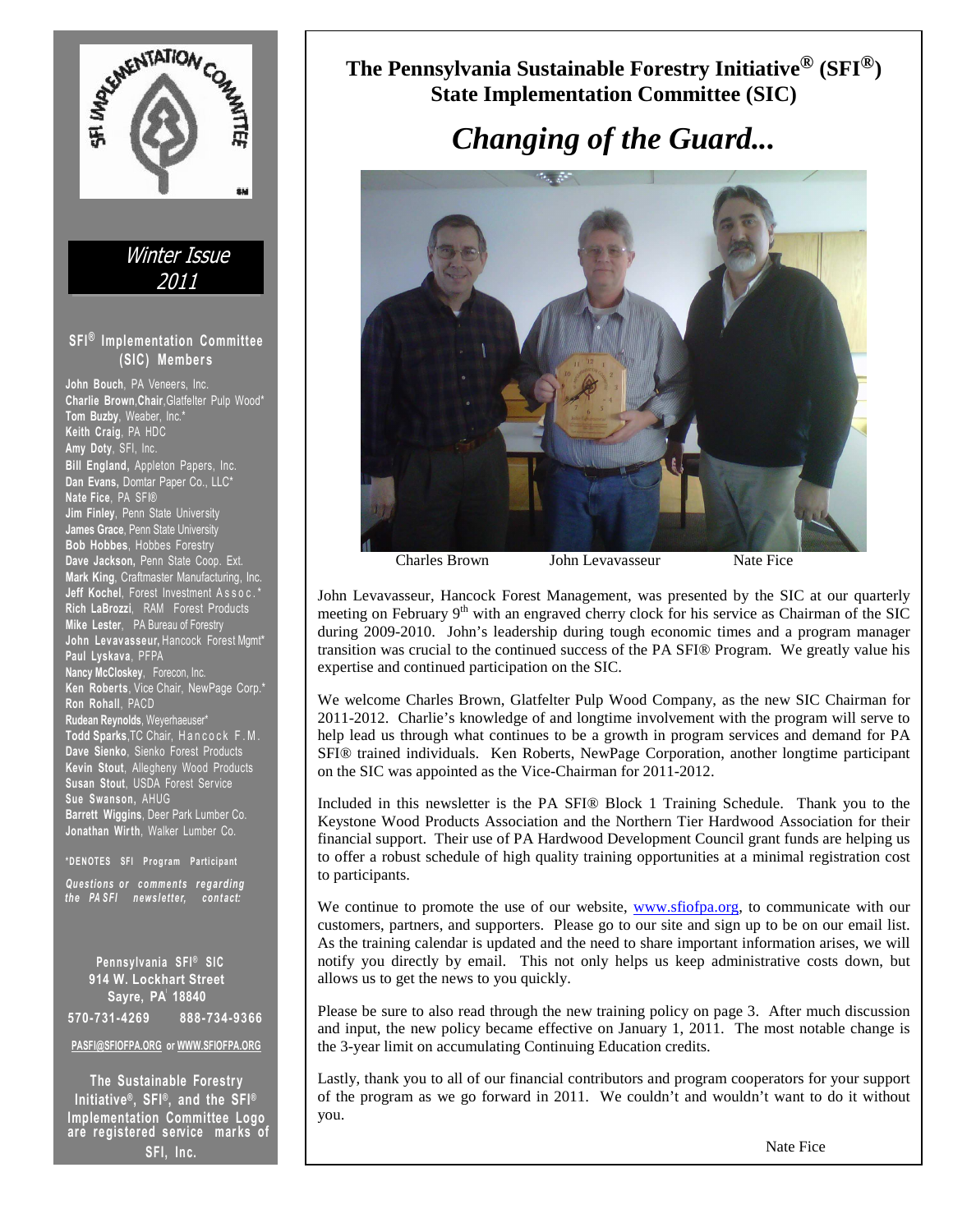Winter Issue 2011

**SFI® Implementation Committee (SIC) Members**

**John Bouch**, PA Veneers, Inc.
**Charlie Brown**, **Chair**, Glatfelter Pulp Wood*
**Tom Buzby**, Weaber, Inc.*
**Keith Craig**, PA HDC
**Amy Doty**, SFI, Inc.
**Bill England**, Appleton Papers, Inc.
**Dan Evans**, Domtar Paper Co., LLC*
**Nate Fice**, PA SFI®
**Jim Finley**, Penn State University
**James Grace**, Penn State University
**Bob Hobbes**, Hobbes Forestry
**Dave Jackson**, Penn State Coop. Ext.
**Mark King**, Craftmaster Manufacturing, Inc.
**Jeff Kochel**, Forest Investment Assoc.*
**Rich LaBrozzi**, RAM Forest Products
**Mike Lester**, PA Bureau of Forestry
**John Levavasseur**, Hancock Forest Mgmt*
**Paul Lyskava**, PFPA
**Nancy McCloskey**, Forecon, Inc.
**Ken Roberts**, Vice Chair, NewPage Corp.*
**Ron Rohall**, PACD
**Rudean Reynolds**, Weyerhaeuser*
**Todd Sparks**, TC Chair, Hancock F.M.
**Dave Sienko**, Sienko Forest Products
**Kevin Stout**, Allegheny Wood Products
**Susan Stout**, USDA Forest Service
**Sue Swanson**, AHUG
**Barrett Wiggins**, Deer Park Lumber Co.
**Jonathan Wirth**, Walker Lumber Co.

*DENOTES SFI Program Participant

*Questions or comments regarding the PA SFI newsletter, contact:*

**Pennsylvania SFI® SIC**
**914 W. Lockhart Street**
**Sayre, PA 18840**
**570-731-4269 888-734-9366**
**PASFI@SFIOFPA.ORG or WWW.SFIOFPA.ORG**

**The Sustainable Forestry Initiative®, SFI®, and the SFI® Implementation Committee Logo are registered service marks of SFI, Inc.**

# The Pennsylvania Sustainable Forestry Initiative® (SFI®) State Implementation Committee (SIC)

## *Changing of the Guard...*

Charles Brown John Levavasseur Nate Fice

John Levavasseur, Hancock Forest Management, was presented by the SIC at our quarterly meeting on February 9th with an engraved cherry clock for his service as Chairman of the SIC during 2009-2010. John's leadership during tough economic times and a program manager transition was crucial to the continued success of the PA SFI® Program. We greatly value his expertise and continued participation on the SIC.

We welcome Charles Brown, Glatfelter Pulp Wood Company, as the new SIC Chairman for 2011-2012. Charlie's knowledge of and longtime involvement with the program will serve to help lead us through what continues to be a growth in program services and demand for PA SFI® trained individuals. Ken Roberts, NewPage Corporation, another longtime participant on the SIC was appointed as the Vice-Chairman for 2011-2012.

Included in this newsletter is the PA SFI® Block 1 Training Schedule. Thank you to the Keystone Wood Products Association and the Northern Tier Hardwood Association for their financial support. Their use of PA Hardwood Development Council grant funds are helping us to offer a robust schedule of high quality training opportunities at a minimal registration cost to participants.

We continue to promote the use of our website, www.sfiofpa.org, to communicate with our customers, partners, and supporters. Please go to our site and sign up to be on our email list. As the training calendar is updated and the need to share important information arises, we will notify you directly by email. This not only helps us keep administrative costs down, but allows us to get the news to you quickly.

Please be sure to also read through the new training policy on page 3. After much discussion and input, the new policy became effective on January 1, 2011. The most notable change is the 3-year limit on accumulating Continuing Education credits.

Lastly, thank you to all of our financial contributors and program cooperators for your support of the program as we go forward in 2011. We couldn't and wouldn't want to do it without you.

Nate Fice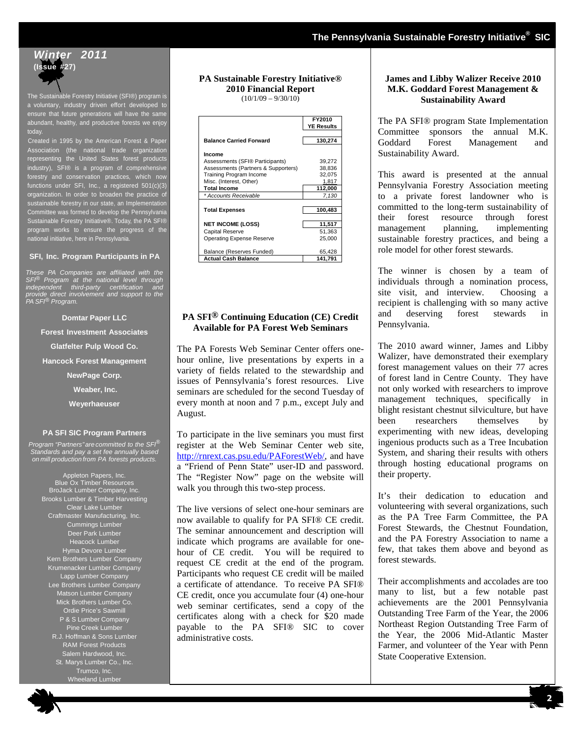## Winter 2011

**(Issue #27)**

The Sustainable Forestry Initiative (SFI®) program is a voluntary, industry driven effort developed to ensure that future generations will have the same abundant, healthy, and productive forests we enjoy today.

Created in 1995 by the American Forest & Paper Association (the national trade organization representing the United States forest products industry), SFI® is a program of comprehensive forestry and conservation practices, which now functions under SFI, Inc., a registered 501(c)(3) organization. In order to broaden the practice of sustainable forestry in our state, an Implementation Committee was formed to develop the Pennsylvania Sustainable Forestry Initiative®. Today, the PA SFI® program works to ensure the progress of the national initiative, here in Pennsylvania.

### SFI, Inc. Program Participants in PA

*These PA Companies are affiliated with the SFI® Program at the national level through independent third-party certification and provide direct involvement and support to the PA SFI® Program.*

**Domtar Paper LLC**

**Forest Investment Associates**

**Glatfelter Pulp Wood Co.**

**Hancock Forest Management**

**NewPage Corp.**

**Weaber, Inc.**

**Weyerhaeuser**

### PA SFI SIC Program Partners

*Program "Partners" are committed to the SFI® Standards and pay a set fee annually based on mill production from PA forests products.*

Appleton Papers, Inc.
Blue Ox Timber Resources
BroJack Lumber Company, Inc.
Brooks Lumber & Timber Harvesting
Clear Lake Lumber
Craftmaster Manufacturing, Inc.
Cummings Lumber
Deer Park Lumber
Heacock Lumber
Hyma Devore Lumber
Kern Brothers Lumber Company
Krumenacker Lumber Company
Lapp Lumber Company
Lee Brothers Lumber Company
Matson Lumber Company
Mick Brothers Lumber Co.
Ordie Price's Sawmill
P & S Lumber Company
Pine Creek Lumber
R.J. Hoffman & Sons Lumber
RAM Forest Products
Salem Hardwood, Inc.
St. Marys Lumber Co., Inc.
Trumco, Inc.
Wheeland Lumber

## PA Sustainable Forestry Initiative® 2010 Financial Report

(10/1/09 – 9/30/10)

| | FY2010 YE Results |
|---|---|
| **Balance Carried Forward** | **130,274** |
| **Income** | |
| Assessments (SFI® Participants) | 39,272 |
| Assessments (Partners & Supporters) | 38,836 |
| Training Program Income | 32,075 |
| Misc. (Interest, Other) | 1,817 |
| **Total Income** | **112,000** |
| *\* Accounts Receivable* | *7,130* |
| **Total Expenses** | **100,483** |
| **NET INCOME (LOSS)** | **11,517** |
| Capital Reserve | 51,363 |
| Operating Expense Reserve | 25,000 |
| Balance (Reserves Funded) | 65,428 |
| **Actual Cash Balance** | **141,791** |

## PA SFI® Continuing Education (CE) Credit Available for PA Forest Web Seminars

The PA Forests Web Seminar Center offers one-hour online, live presentations by experts in a variety of fields related to the stewardship and issues of Pennsylvania's forest resources. Live seminars are scheduled for the second Tuesday of every month at noon and 7 p.m., except July and August.

To participate in the live seminars you must first register at the Web Seminar Center web site, http://rnrext.cas.psu.edu/PAForestWeb/, and have a "Friend of Penn State" user-ID and password. The "Register Now" page on the website will walk you through this two-step process.

The live versions of select one-hour seminars are now available to qualify for PA SFI® CE credit. The seminar announcement and description will indicate which programs are available for one-hour of CE credit. You will be required to request CE credit at the end of the program. Participants who request CE credit will be mailed a certificate of attendance. To receive PA SFI® CE credit, once you accumulate four (4) one-hour web seminar certificates, send a copy of the certificates along with a check for $20 made payable to the PA SFI® SIC to cover administrative costs.

## James and Libby Walizer Receive 2010 M.K. Goddard Forest Management & Sustainability Award

The PA SFI® program State Implementation Committee sponsors the annual M.K. Goddard Forest Management and Sustainability Award.

This award is presented at the annual Pennsylvania Forestry Association meeting to a private forest landowner who is committed to the long-term sustainability of their forest resource through forest management planning, implementing sustainable forestry practices, and being a role model for other forest stewards.

The winner is chosen by a team of individuals through a nomination process, site visit, and interview. Choosing a recipient is challenging with so many active and deserving forest stewards in Pennsylvania.

The 2010 award winner, James and Libby Walizer, have demonstrated their exemplary forest management values on their 77 acres of forest land in Centre County. They have not only worked with researchers to improve management techniques, specifically in blight resistant chestnut silviculture, but have been researchers themselves by experimenting with new ideas, developing ingenious products such as a Tree Incubation System, and sharing their results with others through hosting educational programs on their property.

It's their dedication to education and volunteering with several organizations, such as the PA Tree Farm Committee, the PA Forest Stewards, the Chestnut Foundation, and the PA Forestry Association to name a few, that takes them above and beyond as forest stewards.

Their accomplishments and accolades are too many to list, but a few notable past achievements are the 2001 Pennsylvania Outstanding Tree Farm of the Year, the 2006 Northeast Region Outstanding Tree Farm of the Year, the 2006 Mid-Atlantic Master Farmer, and volunteer of the Year with Penn State Cooperative Extension.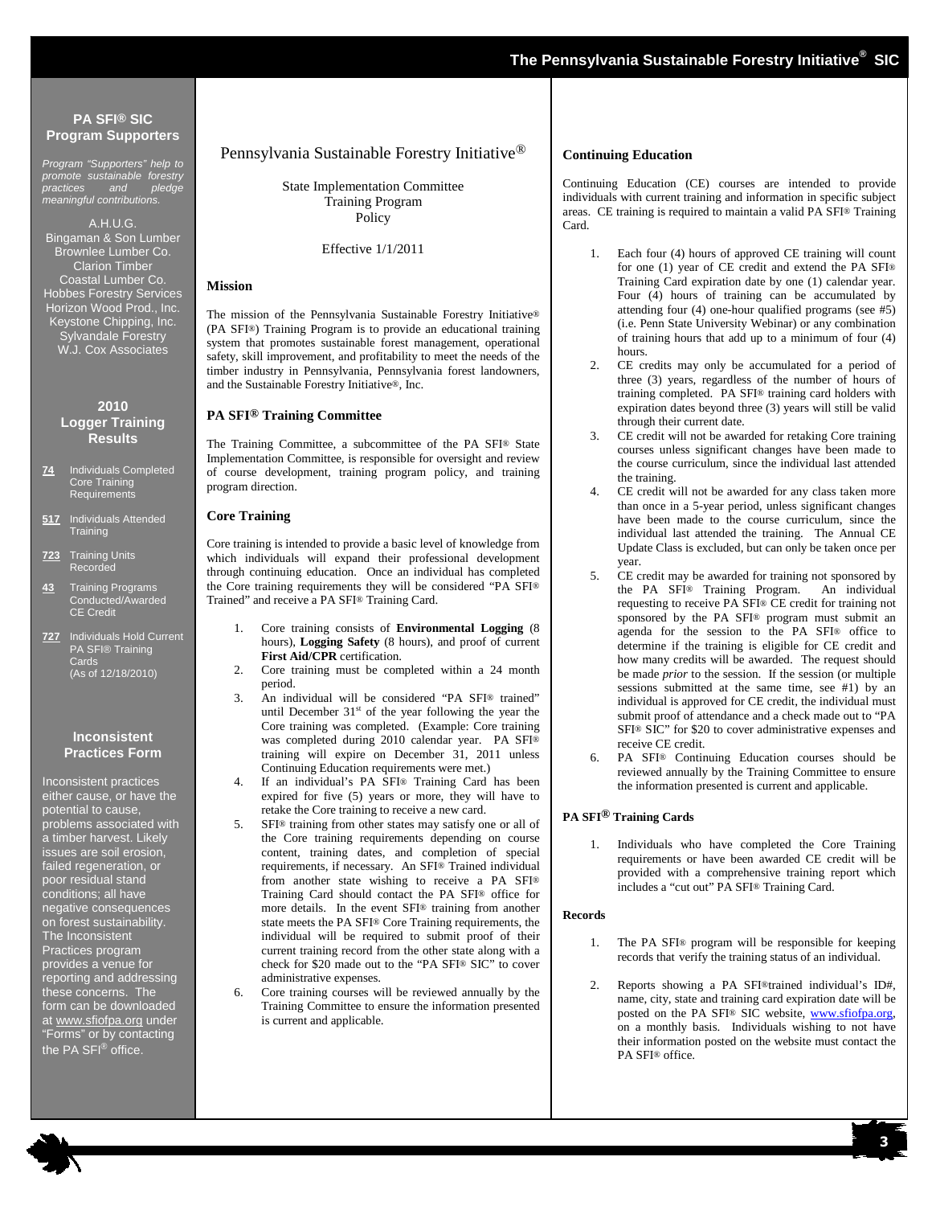## PA SFI® SIC Program Supporters

*Program "Supporters" help to promote sustainable forestry practices and pledge meaningful contributions.*

A.H.U.G.
Bingaman & Son Lumber
Brownlee Lumber Co.
Clarion Timber
Coastal Lumber Co.
Hobbes Forestry Services
Horizon Wood Prod., Inc.
Keystone Chipping, Inc.
Sylvandale Forestry
W.J. Cox Associates

## 2010 Logger Training Results

- **74** Individuals Completed Core Training Requirements
- **517** Individuals Attended Training
- **723** Training Units Recorded
- **43** Training Programs Conducted/Awarded CE Credit
- **727** Individuals Hold Current PA SFI® Training Cards (As of 12/18/2010)

## Inconsistent Practices Form

Inconsistent practices either cause, or have the potential to cause, problems associated with a timber harvest. Likely issues are soil erosion, failed regeneration, or poor residual stand conditions; all have negative consequences on forest sustainability. The Inconsistent Practices program provides a venue for reporting and addressing these concerns. The form can be downloaded at www.sfiofpa.org under "Forms" or by contacting the PA SFI® office.

# Pennsylvania Sustainable Forestry Initiative®

State Implementation Committee
Training Program
Policy

Effective 1/1/2011

### Mission

The mission of the Pennsylvania Sustainable Forestry Initiative® (PA SFI®) Training Program is to provide an educational training system that promotes sustainable forest management, operational safety, skill improvement, and profitability to meet the needs of the timber industry in Pennsylvania, Pennsylvania forest landowners, and the Sustainable Forestry Initiative®, Inc.

### PA SFI® Training Committee

The Training Committee, a subcommittee of the PA SFI® State Implementation Committee, is responsible for oversight and review of course development, training program policy, and training program direction.

### Core Training

Core training is intended to provide a basic level of knowledge from which individuals will expand their professional development through continuing education. Once an individual has completed the Core training requirements they will be considered "PA SFI® Trained" and receive a PA SFI® Training Card.

1. Core training consists of **Environmental Logging** (8 hours), **Logging Safety** (8 hours), and proof of current **First Aid/CPR** certification.
2. Core training must be completed within a 24 month period.
3. An individual will be considered "PA SFI® trained" until December 31st of the year following the year the Core training was completed. (Example: Core training was completed during 2010 calendar year. PA SFI® training will expire on December 31, 2011 unless Continuing Education requirements were met.)
4. If an individual's PA SFI® Training Card has been expired for five (5) years or more, they will have to retake the Core training to receive a new card.
5. SFI® training from other states may satisfy one or all of the Core training requirements depending on course content, training dates, and completion of special requirements, if necessary. An SFI® Trained individual from another state wishing to receive a PA SFI® Training Card should contact the PA SFI® office for more details. In the event SFI® training from another state meets the PA SFI® Core Training requirements, the individual will be required to submit proof of their current training record from the other state along with a check for $20 made out to the "PA SFI® SIC" to cover administrative expenses.
6. Core training courses will be reviewed annually by the Training Committee to ensure the information presented is current and applicable.

### Continuing Education

Continuing Education (CE) courses are intended to provide individuals with current training and information in specific subject areas. CE training is required to maintain a valid PA SFI® Training Card.

1. Each four (4) hours of approved CE training will count for one (1) year of CE credit and extend the PA SFI® Training Card expiration date by one (1) calendar year. Four (4) hours of training can be accumulated by attending four (4) one-hour qualified programs (see #5) (i.e. Penn State University Webinar) or any combination of training hours that add up to a minimum of four (4) hours.
2. CE credits may only be accumulated for a period of three (3) years, regardless of the number of hours of training completed. PA SFI® training card holders with expiration dates beyond three (3) years will still be valid through their current date.
3. CE credit will not be awarded for retaking Core training courses unless significant changes have been made to the course curriculum, since the individual last attended the training.
4. CE credit will not be awarded for any class taken more than once in a 5-year period, unless significant changes have been made to the course curriculum, since the individual last attended the training. The Annual CE Update Class is excluded, but can only be taken once per year.
5. CE credit may be awarded for training not sponsored by the PA SFI® Training Program. An individual requesting to receive PA SFI® CE credit for training not sponsored by the PA SFI® program must submit an agenda for the session to the PA SFI® office to determine if the training is eligible for CE credit and how many credits will be awarded. The request should be made *prior* to the session. If the session (or multiple sessions submitted at the same time, see #1) by an individual is approved for CE credit, the individual must submit proof of attendance and a check made out to "PA SFI® SIC" for $20 to cover administrative expenses and receive CE credit.
6. PA SFI® Continuing Education courses should be reviewed annually by the Training Committee to ensure the information presented is current and applicable.

### PA SFI® Training Cards

1. Individuals who have completed the Core Training requirements or have been awarded CE credit will be provided with a comprehensive training report which includes a "cut out" PA SFI® Training Card.

### Records

1. The PA SFI® program will be responsible for keeping records that verify the training status of an individual.
2. Reports showing a PA SFI®trained individual's ID#, name, city, state and training card expiration date will be posted on the PA SFI® SIC website, www.sfiofpa.org, on a monthly basis. Individuals wishing to not have their information posted on the website must contact the PA SFI® office.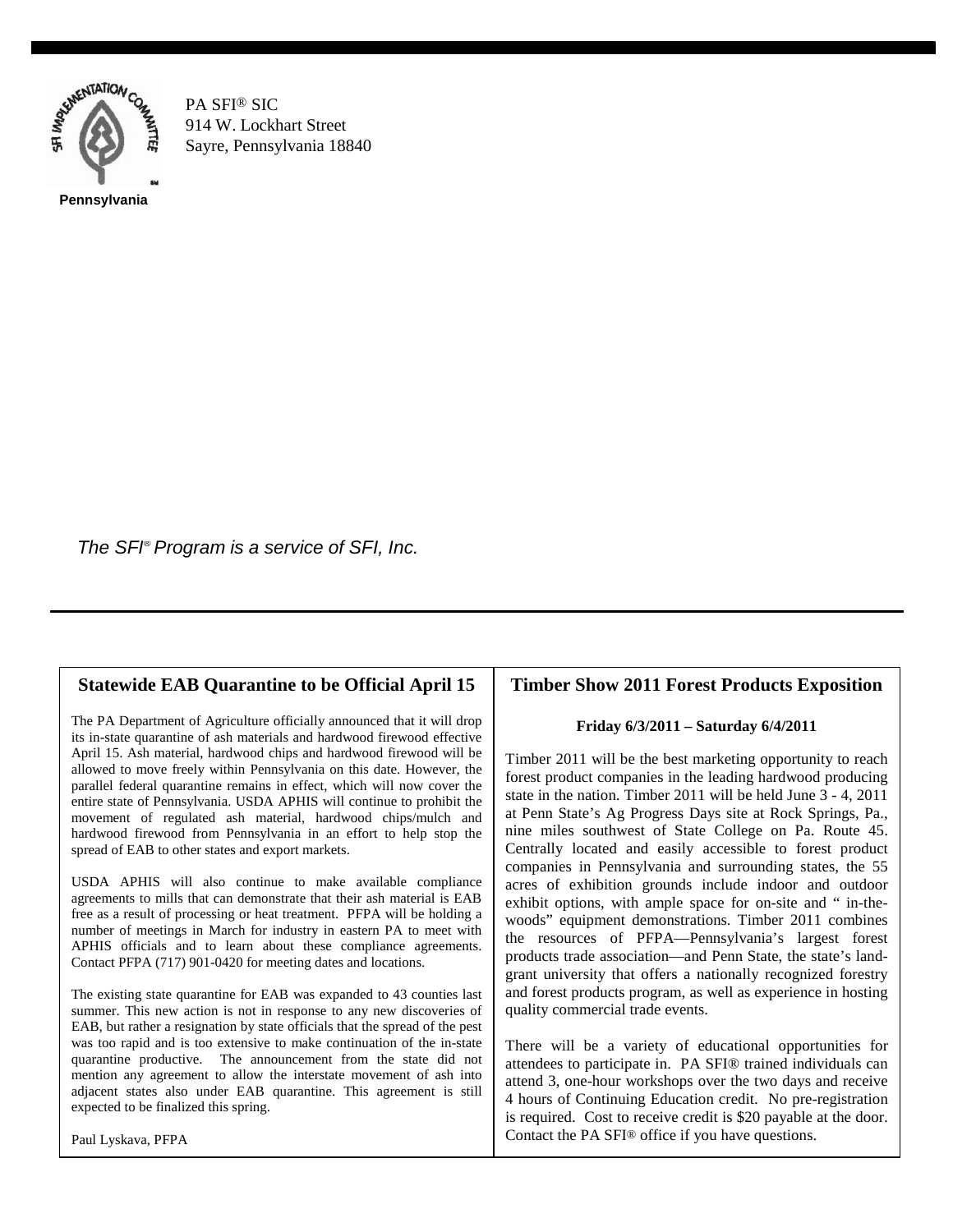Pennsylvania

PA SFI® SIC
914 W. Lockhart Street
Sayre, Pennsylvania 18840

*The SFI® Program is a service of SFI, Inc.*

## Statewide EAB Quarantine to be Official April 15

The PA Department of Agriculture officially announced that it will drop its in-state quarantine of ash materials and hardwood firewood effective April 15. Ash material, hardwood chips and hardwood firewood will be allowed to move freely within Pennsylvania on this date. However, the parallel federal quarantine remains in effect, which will now cover the entire state of Pennsylvania. USDA APHIS will continue to prohibit the movement of regulated ash material, hardwood chips/mulch and hardwood firewood from Pennsylvania in an effort to help stop the spread of EAB to other states and export markets.

USDA APHIS will also continue to make available compliance agreements to mills that can demonstrate that their ash material is EAB free as a result of processing or heat treatment. PFPA will be holding a number of meetings in March for industry in eastern PA to meet with APHIS officials and to learn about these compliance agreements. Contact PFPA (717) 901-0420 for meeting dates and locations.

The existing state quarantine for EAB was expanded to 43 counties last summer. This new action is not in response to any new discoveries of EAB, but rather a resignation by state officials that the spread of the pest was too rapid and is too extensive to make continuation of the in-state quarantine productive. The announcement from the state did not mention any agreement to allow the interstate movement of ash into adjacent states also under EAB quarantine. This agreement is still expected to be finalized this spring.

Paul Lyskava, PFPA

## Timber Show 2011 Forest Products Exposition

**Friday 6/3/2011 – Saturday 6/4/2011**

Timber 2011 will be the best marketing opportunity to reach forest product companies in the leading hardwood producing state in the nation. Timber 2011 will be held June 3 - 4, 2011 at Penn State's Ag Progress Days site at Rock Springs, Pa., nine miles southwest of State College on Pa. Route 45. Centrally located and easily accessible to forest product companies in Pennsylvania and surrounding states, the 55 acres of exhibition grounds include indoor and outdoor exhibit options, with ample space for on-site and " in-the-woods" equipment demonstrations. Timber 2011 combines the resources of PFPA—Pennsylvania's largest forest products trade association—and Penn State, the state's land-grant university that offers a nationally recognized forestry and forest products program, as well as experience in hosting quality commercial trade events.

There will be a variety of educational opportunities for attendees to participate in. PA SFI® trained individuals can attend 3, one-hour workshops over the two days and receive 4 hours of Continuing Education credit. No pre-registration is required. Cost to receive credit is $20 payable at the door. Contact the PA SFI® office if you have questions.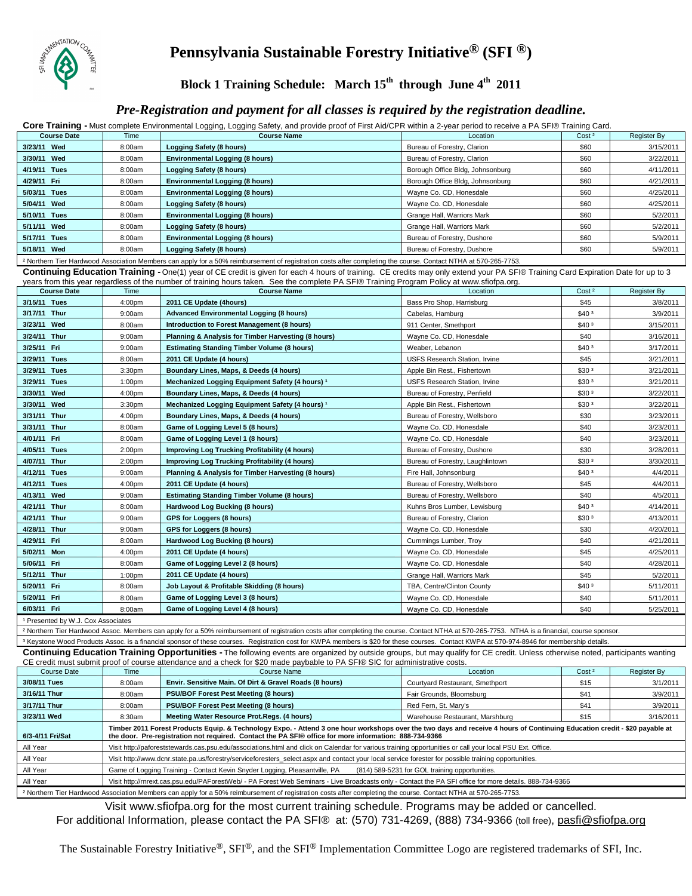# Pennsylvania Sustainable Forestry Initiative® (SFI ®)

## Block 1 Training Schedule: March 15th through June 4th 2011

### *Pre-Registration and payment for all classes is required by the registration deadline.*

**Core Training -** Must complete Environmental Logging, Logging Safety, and provide proof of First Aid/CPR within a 2-year period to receive a PA SFI® Training Card.

| Course Date | Time | Course Name | Location | Cost [2] | Register By |
|---|---|---|---|---|---|
| 3/23/11 Wed | 8:00am | Logging Safety (8 hours) | Bureau of Forestry, Clarion | $60 | 3/15/2011 |
| 3/30/11 Wed | 8:00am | Environmental Logging (8 hours) | Bureau of Forestry, Clarion | $60 | 3/22/2011 |
| 4/19/11 Tues | 8:00am | Logging Safety (8 hours) | Borough Office Bldg, Johnsonburg | $60 | 4/11/2011 |
| 4/29/11 Fri | 8:00am | Environmental Logging (8 hours) | Borough Office Bldg, Johnsonburg | $60 | 4/21/2011 |
| 5/03/11 Tues | 8:00am | Environmental Logging (8 hours) | Wayne Co. CD, Honesdale | $60 | 4/25/2011 |
| 5/04/11 Wed | 8:00am | Logging Safety (8 hours) | Wayne Co. CD, Honesdale | $60 | 4/25/2011 |
| 5/10/11 Tues | 8:00am | Environmental Logging (8 hours) | Grange Hall, Warriors Mark | $60 | 5/2/2011 |
| 5/11/11 Wed | 8:00am | Logging Safety (8 hours) | Grange Hall, Warriors Mark | $60 | 5/2/2011 |
| 5/17/11 Tues | 8:00am | Environmental Logging (8 hours) | Bureau of Forestry, Dushore | $60 | 5/9/2011 |
| 5/18/11 Wed | 8:00am | Logging Safety (8 hours) | Bureau of Forestry, Dushore | $60 | 5/9/2011 |

[2] Northern Tier Hardwood Association Members can apply for a 50% reimbursement of registration costs after completing the course. Contact NTHA at 570-265-7753.

**Continuing Education Training -** One(1) year of CE credit is given for each 4 hours of training. CE credits may only extend your PA SFI® Training Card Expiration Date for up to 3 years from this year regardless of the number of training hours taken. See the complete PA SFI® Training Program Policy at www.sfiofpa.org.

| Course Date | Time | Course Name | Location | Cost [2] | Register By |
|---|---|---|---|---|---|
| 3/15/11 Tues | 4:00pm | 2011 CE Update (4hours) | Bass Pro Shop, Harrisburg | $45 | 3/8/2011 |
| 3/17/11 Thur | 9:00am | Advanced Environmental Logging (8 hours) | Cabelas, Hamburg | $40 [3] | 3/9/2011 |
| 3/23/11 Wed | 8:00am | Introduction to Forest Management (8 hours) | 911 Center, Smethport | $40 [3] | 3/15/2011 |
| 3/24/11 Thur | 9:00am | Planning & Analysis for Timber Harvesting (8 hours) | Wayne Co. CD, Honesdale | $40 | 3/16/2011 |
| 3/25/11 Fri | 9:00am | Estimating Standing Timber Volume (8 hours) | Weaber, Lebanon | $40 [3] | 3/17/2011 |
| 3/29/11 Tues | 8:00am | 2011 CE Update (4 hours) | USFS Research Station, Irvine | $45 | 3/21/2011 |
| 3/29/11 Tues | 3:30pm | Boundary Lines, Maps, & Deeds (4 hours) | Apple Bin Rest., Fishertown | $30 [3] | 3/21/2011 |
| 3/29/11 Tues | 1:00pm | Mechanized Logging Equipment Safety (4 hours) [1] | USFS Research Station, Irvine | $30 [3] | 3/21/2011 |
| 3/30/11 Wed | 4:00pm | Boundary Lines, Maps, & Deeds (4 hours) | Bureau of Forestry, Penfield | $30 [3] | 3/22/2011 |
| 3/30/11 Wed | 3:30pm | Mechanized Logging Equipment Safety (4 hours) [1] | Apple Bin Rest., Fishertown | $30 [3] | 3/22/2011 |
| 3/31/11 Thur | 4:00pm | Boundary Lines, Maps, & Deeds (4 hours) | Bureau of Forestry, Wellsboro | $30 | 3/23/2011 |
| 3/31/11 Thur | 8:00am | Game of Logging Level 5 (8 hours) | Wayne Co. CD, Honesdale | $40 | 3/23/2011 |
| 4/01/11 Fri | 8:00am | Game of Logging Level 1 (8 hours) | Wayne Co. CD, Honesdale | $40 | 3/23/2011 |
| 4/05/11 Tues | 2:00pm | Improving Log Trucking Profitability (4 hours) | Bureau of Forestry, Dushore | $30 | 3/28/2011 |
| 4/07/11 Thur | 2:00pm | Improving Log Trucking Profitability (4 hours) | Bureau of Forestry, Laughlintown | $30 [3] | 3/30/2011 |
| 4/12/11 Tues | 9:00am | Planning & Analysis for Timber Harvesting (8 hours) | Fire Hall, Johnsonburg | $40 [3] | 4/4/2011 |
| 4/12/11 Tues | 4:00pm | 2011 CE Update (4 hours) | Bureau of Forestry, Wellsboro | $45 | 4/4/2011 |
| 4/13/11 Wed | 9:00am | Estimating Standing Timber Volume (8 hours) | Bureau of Forestry, Wellsboro | $40 | 4/5/2011 |
| 4/21/11 Thur | 8:00am | Hardwood Log Bucking (8 hours) | Kuhns Bros Lumber, Lewisburg | $40 [3] | 4/14/2011 |
| 4/21/11 Thur | 9:00am | GPS for Loggers (8 hours) | Bureau of Forestry, Clarion | $30 [3] | 4/13/2011 |
| 4/28/11 Thur | 9:00am | GPS for Loggers (8 hours) | Wayne Co. CD, Honesdale | $30 | 4/20/2011 |
| 4/29/11 Fri | 8:00am | Hardwood Log Bucking (8 hours) | Cummings Lumber, Troy | $40 | 4/21/2011 |
| 5/02/11 Mon | 4:00pm | 2011 CE Update (4 hours) | Wayne Co. CD, Honesdale | $45 | 4/25/2011 |
| 5/06/11 Fri | 8:00am | Game of Logging Level 2 (8 hours) | Wayne Co. CD, Honesdale | $40 | 4/28/2011 |
| 5/12/11 Thur | 1:00pm | 2011 CE Update (4 hours) | Grange Hall, Warriors Mark | $45 | 5/2/2011 |
| 5/20/11 Fri | 8:00am | Job Layout & Profitable Skidding (8 hours) | TBA, Centre/Clinton County | $40 [3] | 5/11/2011 |
| 5/20/11 Fri | 8:00am | Game of Logging Level 3 (8 hours) | Wayne Co. CD, Honesdale | $40 | 5/11/2011 |
| 6/03/11 Fri | 8:00am | Game of Logging Level 4 (8 hours) | Wayne Co. CD, Honesdale | $40 | 5/25/2011 |

[1] Presented by W.J. Cox Associates

[2] Northern Tier Hardwood Assoc. Members can apply for a 50% reimbursement of registration costs after completing the course. Contact NTHA at 570-265-7753. NTHA is a financial, course sponsor.

[3] Keystone Wood Products Assoc. is a financial sponsor of these courses. Registration cost for KWPA members is $20 for these courses. Contact KWPA at 570-974-8946 for membership details.

**Continuing Education Training Opportunities -** The following events are organized by outside groups, but may qualify for CE credit. Unless otherwise noted, participants wanting CE credit must submit proof of course attendance and a check for $20 made payable to PA SFI® SIC for administrative costs.

| Course Date | Time | Course Name | Location | Cost [2] | Register By |
|---|---|---|---|---|---|
| 3/08/11 Tues | 8:00am | Envir. Sensitive Main. Of Dirt & Gravel Roads (8 hours) | Courtyard Restaurant, Smethport | $15 | 3/1/2011 |
| 3/16/11 Thur | 8:00am | PSU/BOF Forest Pest Meeting (8 hours) | Fair Grounds, Bloomsburg | $41 | 3/9/2011 |
| 3/17/11 Thur | 8:00am | PSU/BOF Forest Pest Meeting (8 hours) | Red Fern, St. Mary's | $41 | 3/9/2011 |
| 3/23/11 Wed | 8:30am | Meeting Water Resource Prot.Regs. (4 hours) | Warehouse Restaurant, Marshburg | $15 | 3/16/2011 |
| 6/3-4/11 Fri/Sat | Timber 2011 Forest Products Equip. & Technology Expo. - Attend 3 one hour workshops over the two days and receive 4 hours of Continuing Education credit - $20 payable at the door. Pre-registration not required. Contact the PA SFI® office for more information: 888-734-9366 | | | | |
| All Year | Visit http://paforeststewards.cas.psu.edu/associations.html and click on Calendar for various training opportunities or call your local PSU Ext. Office. | | | | |
| All Year | Visit http://www.dcnr.state.pa.us/forestry/serviceforesters_select.aspx and contact your local service forester for possible training opportunities. | | | | |
| All Year | Game of Logging Training - Contact Kevin Snyder Logging, Pleasantville, PA (814) 589-5231 for GOL training opportunities. | | | | |
| All Year | Visit http://rnrext.cas.psu.edu/PAForestWeb/ - PA Forest Web Seminars - Live Broadcasts only - Contact the PA SFI office for more details. 888-734-9366 | | | | |

[2] Northern Tier Hardwood Association Members can apply for a 50% reimbursement of registration costs after completing the course. Contact NTHA at 570-265-7753.

Visit www.sfiofpa.org for the most current training schedule. Programs may be added or cancelled.

For additional Information, please contact the PA SFI® at: (570) 731-4269, (888) 734-9366 (toll free), pasfi@sfiofpa.org

The Sustainable Forestry Initiative®, SFI®, and the SFI® Implementation Committee Logo are registered trademarks of SFI, Inc.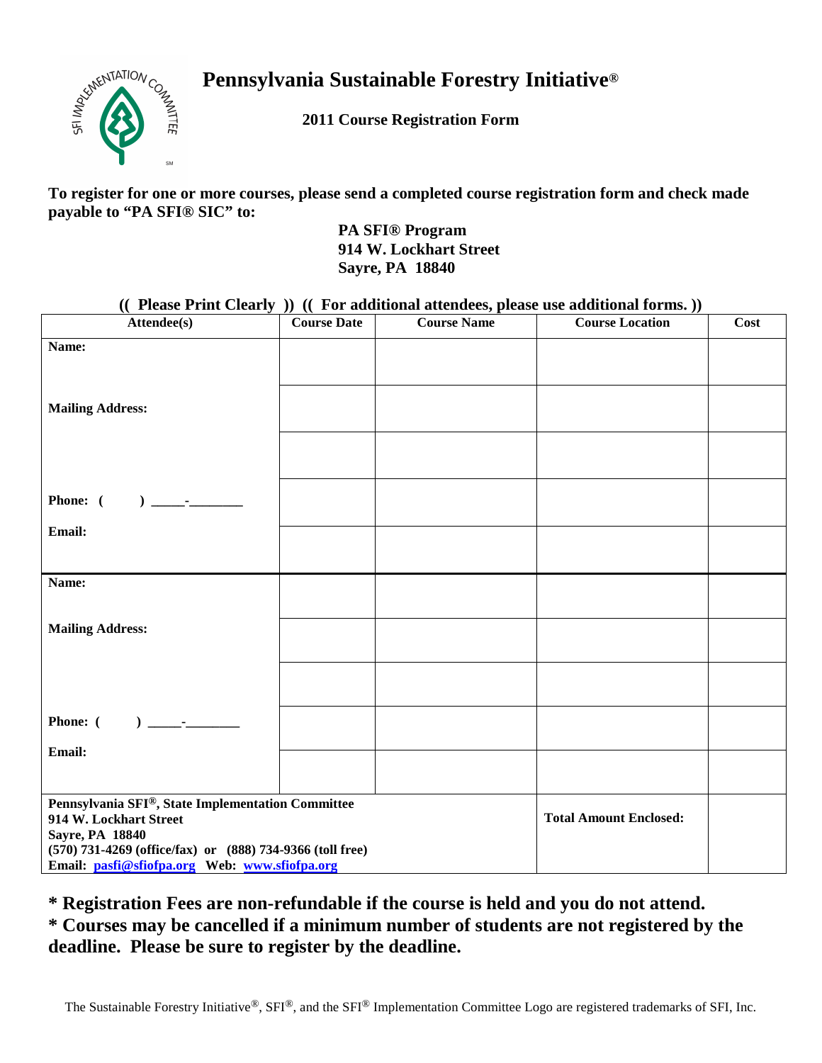# Pennsylvania Sustainable Forestry Initiative®

**2011 Course Registration Form**

**To register for one or more courses, please send a completed course registration form and check made payable to "PA SFI® SIC" to:**

**PA SFI® Program**
**914 W. Lockhart Street**
**Sayre, PA 18840**

**(( Please Print Clearly )) (( For additional attendees, please use additional forms. ))**

| Attendee(s) | Course Date | Course Name | Course Location | Cost |
|---|---|---|---|---|
| **Name:** | | | | |
| **Mailing Address:** | | | | |
| | | | | |
| **Phone: ( ) _____-________** | | | | |
| **Email:** | | | | |
| **Name:** | | | | |
| **Mailing Address:** | | | | |
| | | | | |
| **Phone: ( ) _____-________** | | | | |
| **Email:** | | | | |
| **Pennsylvania SFI®, State Implementation Committee** <br> **914 W. Lockhart Street** <br> **Sayre, PA 18840** <br> **(570) 731-4269 (office/fax) or (888) 734-9366 (toll free)** <br> **Email: pasfi@sfiofpa.org Web: www.sfiofpa.org** | | | **Total Amount Enclosed:** | |

**\* Registration Fees are non-refundable if the course is held and you do not attend.**

**\* Courses may be cancelled if a minimum number of students are not registered by the deadline. Please be sure to register by the deadline.**

The Sustainable Forestry Initiative®, SFI®, and the SFI® Implementation Committee Logo are registered trademarks of SFI, Inc.